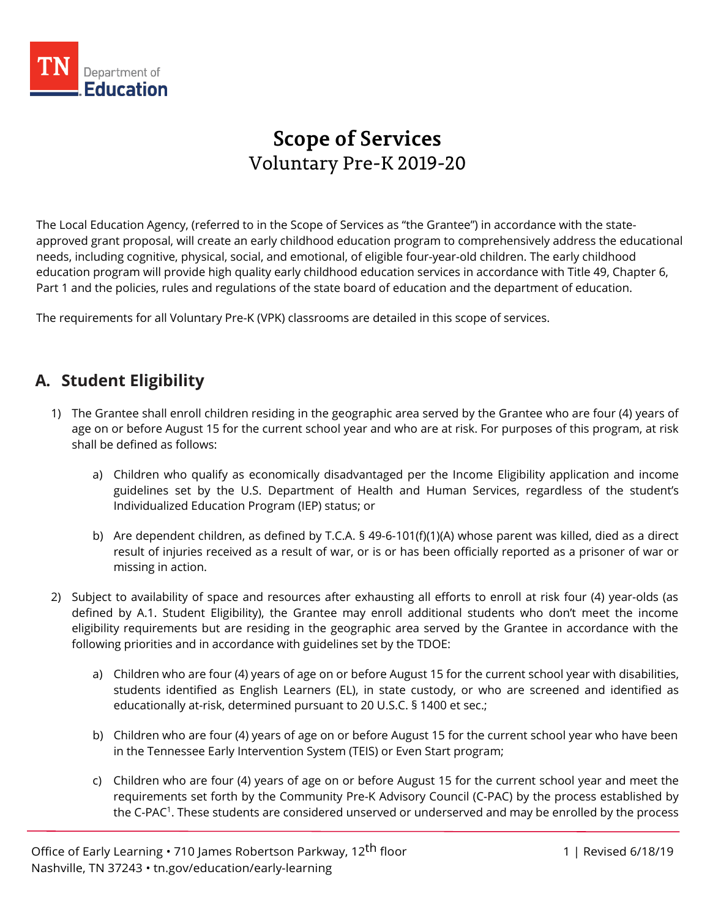# Scope of Services

## Voluntary Pre-K 2019-20

The Local Education Agency, (referred to in the Scope of Services as "the Grantee") in accordance with the state-approved grant proposal, will create an early childhood education program to comprehensively address the educational needs, including cognitive, physical, social, and emotional, of eligible four-year-old children. The early childhood education program will provide high quality early childhood education services in accordance with Title 49, Chapter 6, Part 1 and the policies, rules and regulations of the state board of education and the department of education.

The requirements for all Voluntary Pre-K (VPK) classrooms are detailed in this scope of services.

## A. Student Eligibility

1) The Grantee shall enroll children residing in the geographic area served by the Grantee who are four (4) years of age on or before August 15 for the current school year and who are at risk. For purposes of this program, at risk shall be defined as follows:

   a) Children who qualify as economically disadvantaged per the Income Eligibility application and income guidelines set by the U.S. Department of Health and Human Services, regardless of the student's Individualized Education Program (IEP) status; or

   b) Are dependent children, as defined by T.C.A. § 49-6-101(f)(1)(A) whose parent was killed, died as a direct result of injuries received as a result of war, or is or has been officially reported as a prisoner of war or missing in action.

2) Subject to availability of space and resources after exhausting all efforts to enroll at risk four (4) year-olds (as defined by A.1. Student Eligibility), the Grantee may enroll additional students who don't meet the income eligibility requirements but are residing in the geographic area served by the Grantee in accordance with the following priorities and in accordance with guidelines set by the TDOE:

   a) Children who are four (4) years of age on or before August 15 for the current school year with disabilities, students identified as English Learners (EL), in state custody, or who are screened and identified as educationally at-risk, determined pursuant to 20 U.S.C. § 1400 et sec.;

   b) Children who are four (4) years of age on or before August 15 for the current school year who have been in the Tennessee Early Intervention System (TEIS) or Even Start program;

   c) Children who are four (4) years of age on or before August 15 for the current school year and meet the requirements set forth by the Community Pre-K Advisory Council (C-PAC) by the process established by the C-PAC[1]. These students are considered unserved or underserved and may be enrolled by the process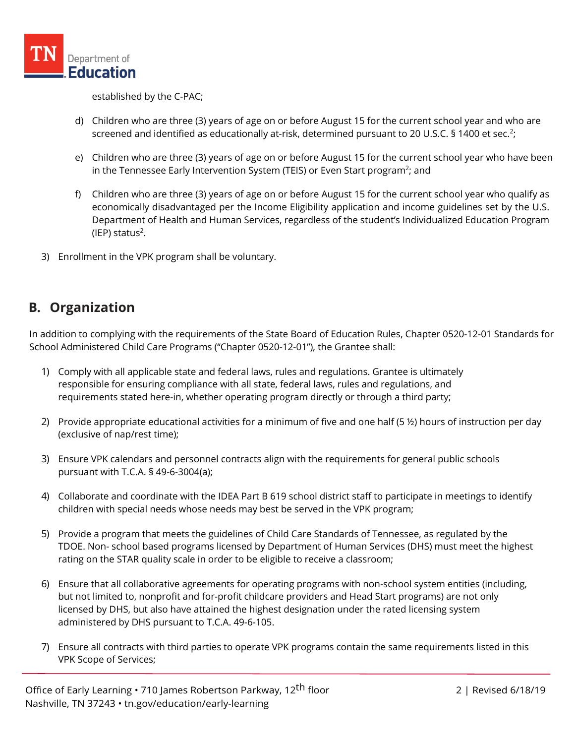established by the C-PAC;

d) Children who are three (3) years of age on or before August 15 for the current school year and who are screened and identified as educationally at-risk, determined pursuant to 20 U.S.C. § 1400 et sec.[2];

e) Children who are three (3) years of age on or before August 15 for the current school year who have been in the Tennessee Early Intervention System (TEIS) or Even Start program[2]; and

f) Children who are three (3) years of age on or before August 15 for the current school year who qualify as economically disadvantaged per the Income Eligibility application and income guidelines set by the U.S. Department of Health and Human Services, regardless of the student's Individualized Education Program (IEP) status[2].

3) Enrollment in the VPK program shall be voluntary.

## B. Organization

In addition to complying with the requirements of the State Board of Education Rules, Chapter 0520-12-01 Standards for School Administered Child Care Programs ("Chapter 0520-12-01"), the Grantee shall:

1) Comply with all applicable state and federal laws, rules and regulations. Grantee is ultimately responsible for ensuring compliance with all state, federal laws, rules and regulations, and requirements stated here-in, whether operating program directly or through a third party;

2) Provide appropriate educational activities for a minimum of five and one half (5 ½) hours of instruction per day (exclusive of nap/rest time);

3) Ensure VPK calendars and personnel contracts align with the requirements for general public schools pursuant with T.C.A. § 49-6-3004(a);

4) Collaborate and coordinate with the IDEA Part B 619 school district staff to participate in meetings to identify children with special needs whose needs may best be served in the VPK program;

5) Provide a program that meets the guidelines of Child Care Standards of Tennessee, as regulated by the TDOE. Non- school based programs licensed by Department of Human Services (DHS) must meet the highest rating on the STAR quality scale in order to be eligible to receive a classroom;

6) Ensure that all collaborative agreements for operating programs with non-school system entities (including, but not limited to, nonprofit and for-profit childcare providers and Head Start programs) are not only licensed by DHS, but also have attained the highest designation under the rated licensing system administered by DHS pursuant to T.C.A. 49-6-105.

7) Ensure all contracts with third parties to operate VPK programs contain the same requirements listed in this VPK Scope of Services;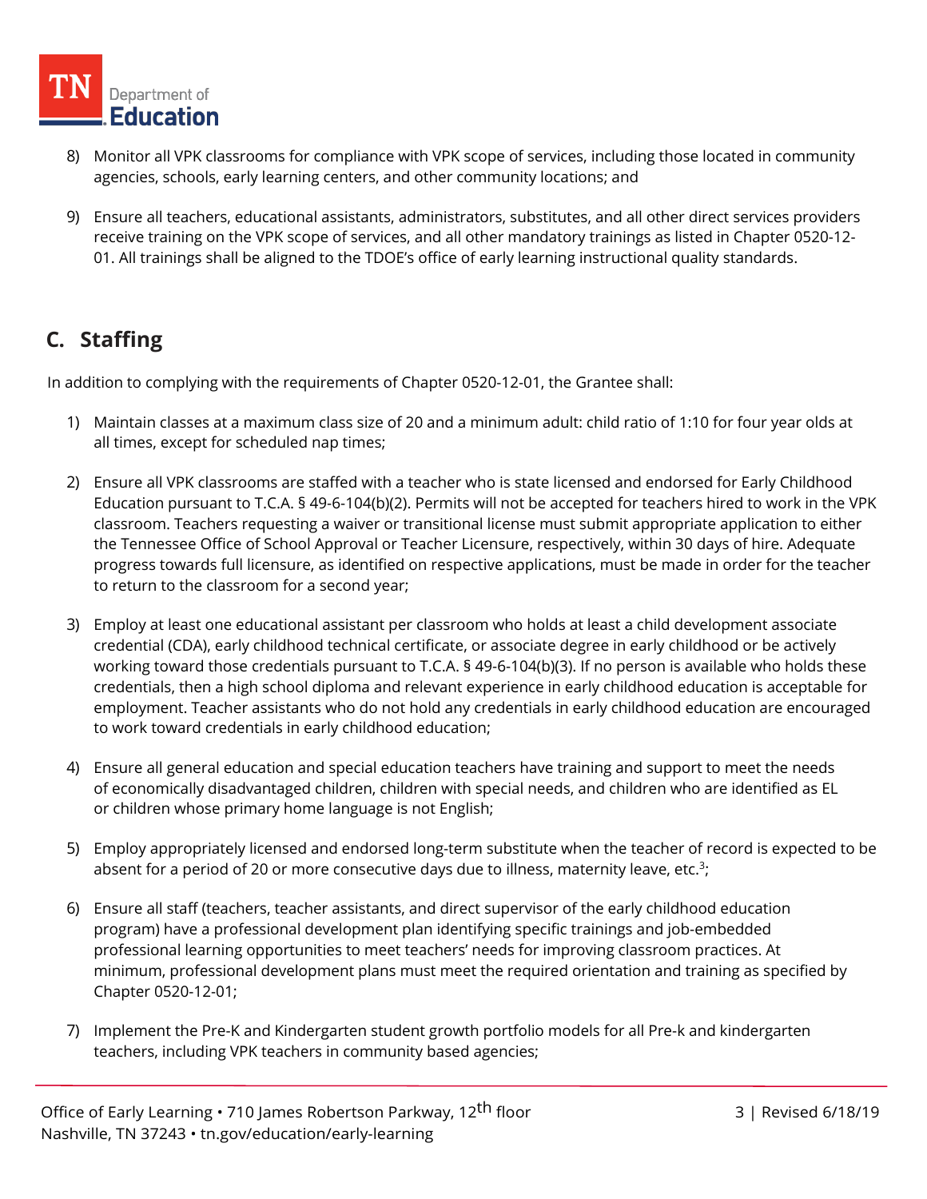8) Monitor all VPK classrooms for compliance with VPK scope of services, including those located in community agencies, schools, early learning centers, and other community locations; and

9) Ensure all teachers, educational assistants, administrators, substitutes, and all other direct services providers receive training on the VPK scope of services, and all other mandatory trainings as listed in Chapter 0520-12-01. All trainings shall be aligned to the TDOE's office of early learning instructional quality standards.

## C. Staffing

In addition to complying with the requirements of Chapter 0520-12-01, the Grantee shall:

1) Maintain classes at a maximum class size of 20 and a minimum adult: child ratio of 1:10 for four year olds at all times, except for scheduled nap times;

2) Ensure all VPK classrooms are staffed with a teacher who is state licensed and endorsed for Early Childhood Education pursuant to T.C.A. § 49-6-104(b)(2). Permits will not be accepted for teachers hired to work in the VPK classroom. Teachers requesting a waiver or transitional license must submit appropriate application to either the Tennessee Office of School Approval or Teacher Licensure, respectively, within 30 days of hire. Adequate progress towards full licensure, as identified on respective applications, must be made in order for the teacher to return to the classroom for a second year;

3) Employ at least one educational assistant per classroom who holds at least a child development associate credential (CDA), early childhood technical certificate, or associate degree in early childhood or be actively working toward those credentials pursuant to T.C.A. § 49-6-104(b)(3). If no person is available who holds these credentials, then a high school diploma and relevant experience in early childhood education is acceptable for employment. Teacher assistants who do not hold any credentials in early childhood education are encouraged to work toward credentials in early childhood education;

4) Ensure all general education and special education teachers have training and support to meet the needs of economically disadvantaged children, children with special needs, and children who are identified as EL or children whose primary home language is not English;

5) Employ appropriately licensed and endorsed long-term substitute when the teacher of record is expected to be absent for a period of 20 or more consecutive days due to illness, maternity leave, etc.[3];

6) Ensure all staff (teachers, teacher assistants, and direct supervisor of the early childhood education program) have a professional development plan identifying specific trainings and job-embedded professional learning opportunities to meet teachers' needs for improving classroom practices. At minimum, professional development plans must meet the required orientation and training as specified by Chapter 0520-12-01;

7) Implement the Pre-K and Kindergarten student growth portfolio models for all Pre-k and kindergarten teachers, including VPK teachers in community based agencies;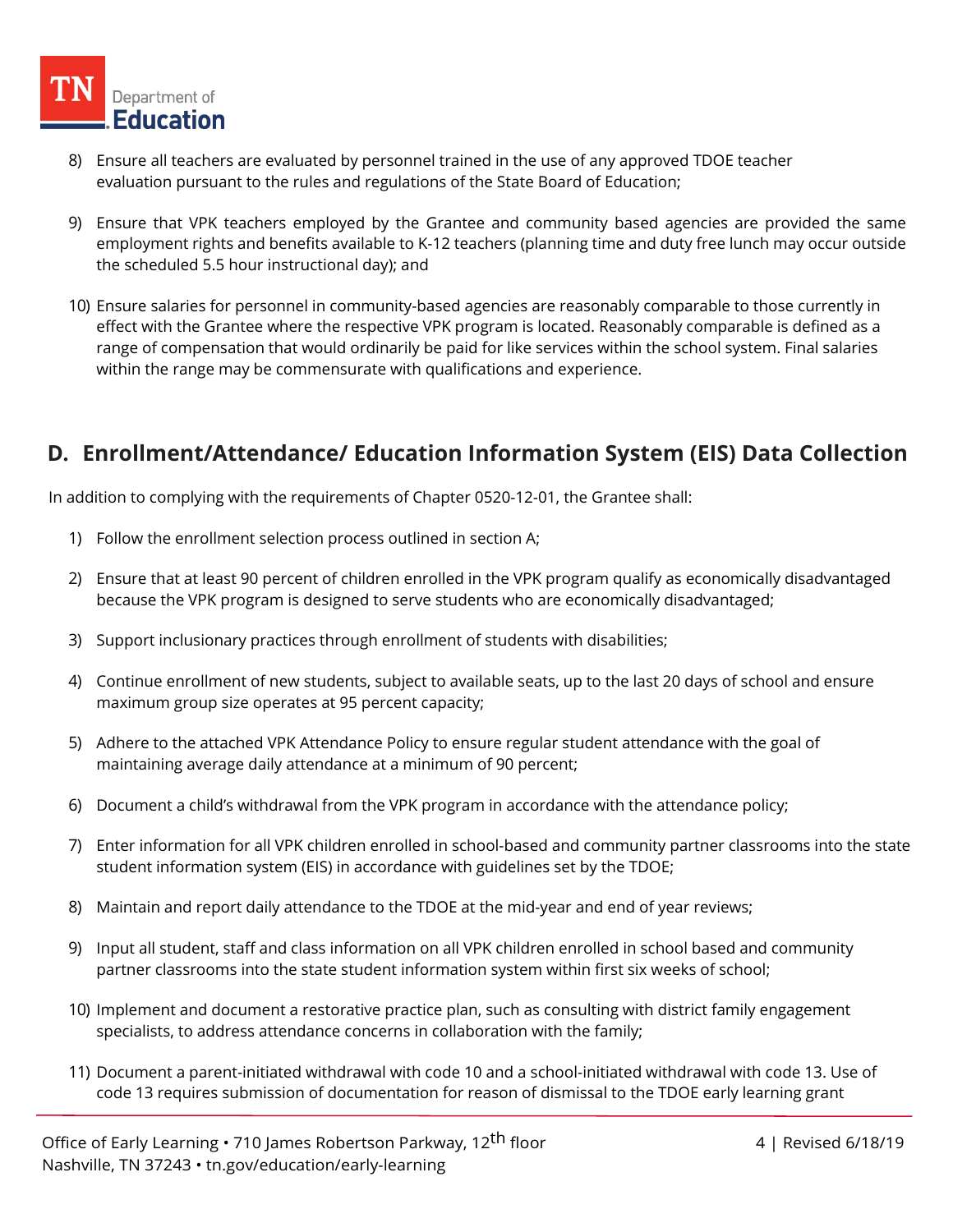8) Ensure all teachers are evaluated by personnel trained in the use of any approved TDOE teacher evaluation pursuant to the rules and regulations of the State Board of Education;

9) Ensure that VPK teachers employed by the Grantee and community based agencies are provided the same employment rights and benefits available to K-12 teachers (planning time and duty free lunch may occur outside the scheduled 5.5 hour instructional day); and

10) Ensure salaries for personnel in community-based agencies are reasonably comparable to those currently in effect with the Grantee where the respective VPK program is located. Reasonably comparable is defined as a range of compensation that would ordinarily be paid for like services within the school system. Final salaries within the range may be commensurate with qualifications and experience.

## D. Enrollment/Attendance/ Education Information System (EIS) Data Collection

In addition to complying with the requirements of Chapter 0520-12-01, the Grantee shall:

1) Follow the enrollment selection process outlined in section A;

2) Ensure that at least 90 percent of children enrolled in the VPK program qualify as economically disadvantaged because the VPK program is designed to serve students who are economically disadvantaged;

3) Support inclusionary practices through enrollment of students with disabilities;

4) Continue enrollment of new students, subject to available seats, up to the last 20 days of school and ensure maximum group size operates at 95 percent capacity;

5) Adhere to the attached VPK Attendance Policy to ensure regular student attendance with the goal of maintaining average daily attendance at a minimum of 90 percent;

6) Document a child's withdrawal from the VPK program in accordance with the attendance policy;

7) Enter information for all VPK children enrolled in school-based and community partner classrooms into the state student information system (EIS) in accordance with guidelines set by the TDOE;

8) Maintain and report daily attendance to the TDOE at the mid-year and end of year reviews;

9) Input all student, staff and class information on all VPK children enrolled in school based and community partner classrooms into the state student information system within first six weeks of school;

10) Implement and document a restorative practice plan, such as consulting with district family engagement specialists, to address attendance concerns in collaboration with the family;

11) Document a parent-initiated withdrawal with code 10 and a school-initiated withdrawal with code 13. Use of code 13 requires submission of documentation for reason of dismissal to the TDOE early learning grant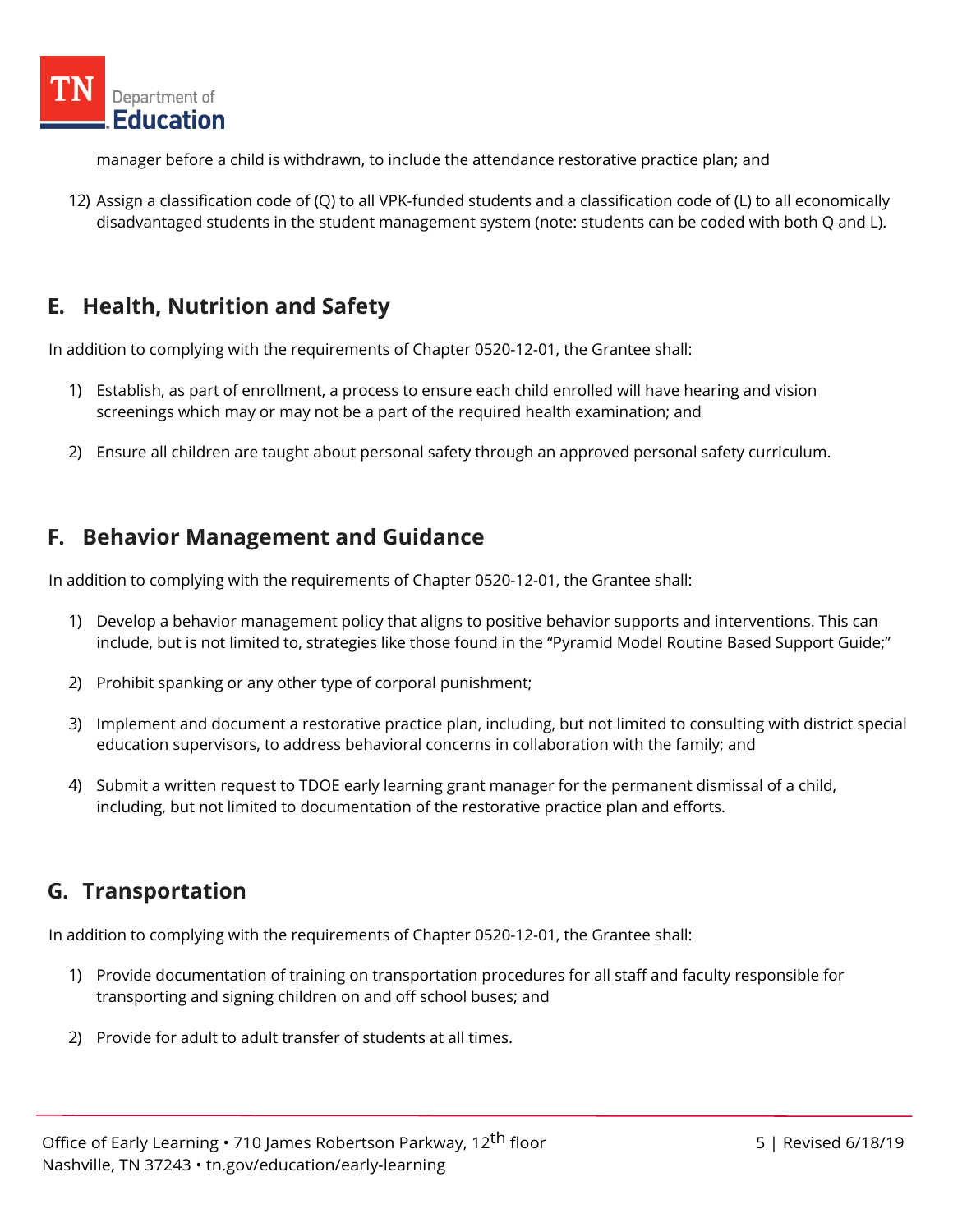manager before a child is withdrawn, to include the attendance restorative practice plan; and

12) Assign a classification code of (Q) to all VPK-funded students and a classification code of (L) to all economically disadvantaged students in the student management system (note: students can be coded with both Q and L).

## E. Health, Nutrition and Safety

In addition to complying with the requirements of Chapter 0520-12-01, the Grantee shall:

1) Establish, as part of enrollment, a process to ensure each child enrolled will have hearing and vision screenings which may or may not be a part of the required health examination; and

2) Ensure all children are taught about personal safety through an approved personal safety curriculum.

## F. Behavior Management and Guidance

In addition to complying with the requirements of Chapter 0520-12-01, the Grantee shall:

1) Develop a behavior management policy that aligns to positive behavior supports and interventions. This can include, but is not limited to, strategies like those found in the "Pyramid Model Routine Based Support Guide;"

2) Prohibit spanking or any other type of corporal punishment;

3) Implement and document a restorative practice plan, including, but not limited to consulting with district special education supervisors, to address behavioral concerns in collaboration with the family; and

4) Submit a written request to TDOE early learning grant manager for the permanent dismissal of a child, including, but not limited to documentation of the restorative practice plan and efforts.

## G. Transportation

In addition to complying with the requirements of Chapter 0520-12-01, the Grantee shall:

1) Provide documentation of training on transportation procedures for all staff and faculty responsible for transporting and signing children on and off school buses; and

2) Provide for adult to adult transfer of students at all times.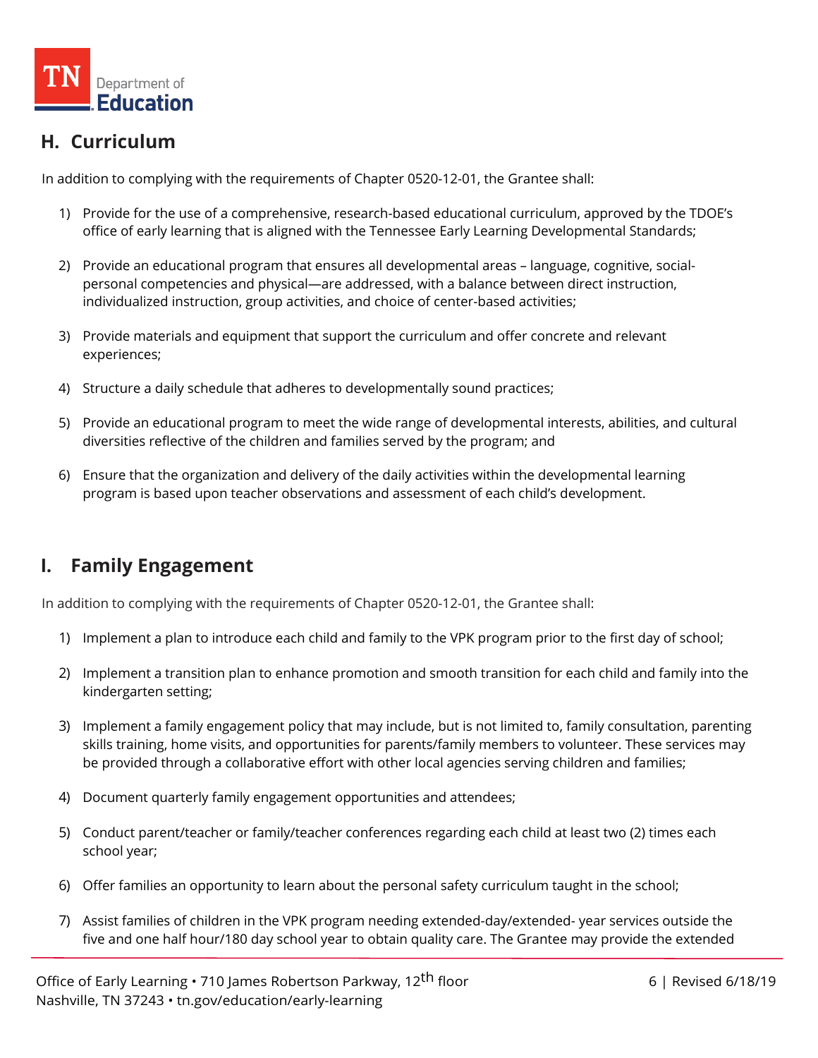## H. Curriculum

In addition to complying with the requirements of Chapter 0520-12-01, the Grantee shall:

1) Provide for the use of a comprehensive, research-based educational curriculum, approved by the TDOE's office of early learning that is aligned with the Tennessee Early Learning Developmental Standards;

2) Provide an educational program that ensures all developmental areas – language, cognitive, social-personal competencies and physical—are addressed, with a balance between direct instruction, individualized instruction, group activities, and choice of center-based activities;

3) Provide materials and equipment that support the curriculum and offer concrete and relevant experiences;

4) Structure a daily schedule that adheres to developmentally sound practices;

5) Provide an educational program to meet the wide range of developmental interests, abilities, and cultural diversities reflective of the children and families served by the program; and

6) Ensure that the organization and delivery of the daily activities within the developmental learning program is based upon teacher observations and assessment of each child's development.

## I. Family Engagement

In addition to complying with the requirements of Chapter 0520-12-01, the Grantee shall:

1) Implement a plan to introduce each child and family to the VPK program prior to the first day of school;

2) Implement a transition plan to enhance promotion and smooth transition for each child and family into the kindergarten setting;

3) Implement a family engagement policy that may include, but is not limited to, family consultation, parenting skills training, home visits, and opportunities for parents/family members to volunteer. These services may be provided through a collaborative effort with other local agencies serving children and families;

4) Document quarterly family engagement opportunities and attendees;

5) Conduct parent/teacher or family/teacher conferences regarding each child at least two (2) times each school year;

6) Offer families an opportunity to learn about the personal safety curriculum taught in the school;

7) Assist families of children in the VPK program needing extended-day/extended- year services outside the five and one half hour/180 day school year to obtain quality care. The Grantee may provide the extended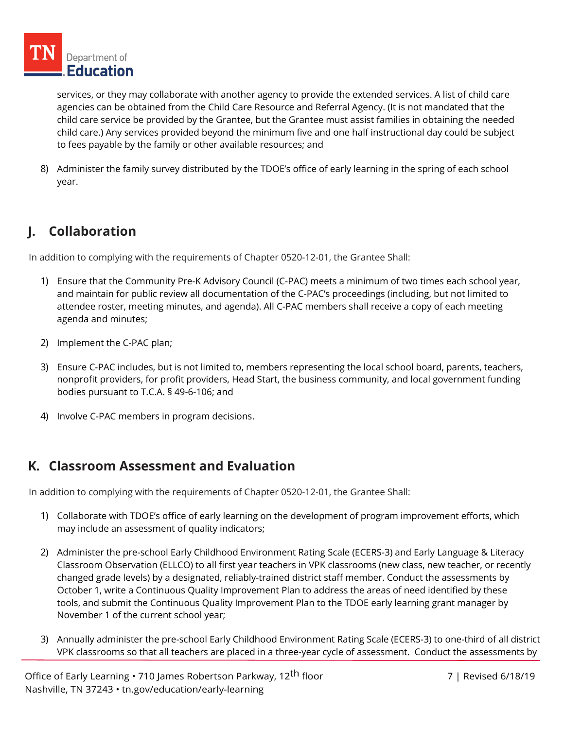services, or they may collaborate with another agency to provide the extended services. A list of child care agencies can be obtained from the Child Care Resource and Referral Agency. (It is not mandated that the child care service be provided by the Grantee, but the Grantee must assist families in obtaining the needed child care.) Any services provided beyond the minimum five and one half instructional day could be subject to fees payable by the family or other available resources; and

8) Administer the family survey distributed by the TDOE's office of early learning in the spring of each school year.

## J. Collaboration

In addition to complying with the requirements of Chapter 0520-12-01, the Grantee Shall:

1) Ensure that the Community Pre-K Advisory Council (C-PAC) meets a minimum of two times each school year, and maintain for public review all documentation of the C-PAC's proceedings (including, but not limited to attendee roster, meeting minutes, and agenda). All C-PAC members shall receive a copy of each meeting agenda and minutes;

2) Implement the C-PAC plan;

3) Ensure C-PAC includes, but is not limited to, members representing the local school board, parents, teachers, nonprofit providers, for profit providers, Head Start, the business community, and local government funding bodies pursuant to T.C.A. § 49-6-106; and

4) Involve C-PAC members in program decisions.

## K. Classroom Assessment and Evaluation

In addition to complying with the requirements of Chapter 0520-12-01, the Grantee Shall:

1) Collaborate with TDOE's office of early learning on the development of program improvement efforts, which may include an assessment of quality indicators;

2) Administer the pre-school Early Childhood Environment Rating Scale (ECERS-3) and Early Language & Literacy Classroom Observation (ELLCO) to all first year teachers in VPK classrooms (new class, new teacher, or recently changed grade levels) by a designated, reliably-trained district staff member. Conduct the assessments by October 1, write a Continuous Quality Improvement Plan to address the areas of need identified by these tools, and submit the Continuous Quality Improvement Plan to the TDOE early learning grant manager by November 1 of the current school year;

3) Annually administer the pre-school Early Childhood Environment Rating Scale (ECERS-3) to one-third of all district VPK classrooms so that all teachers are placed in a three-year cycle of assessment. Conduct the assessments by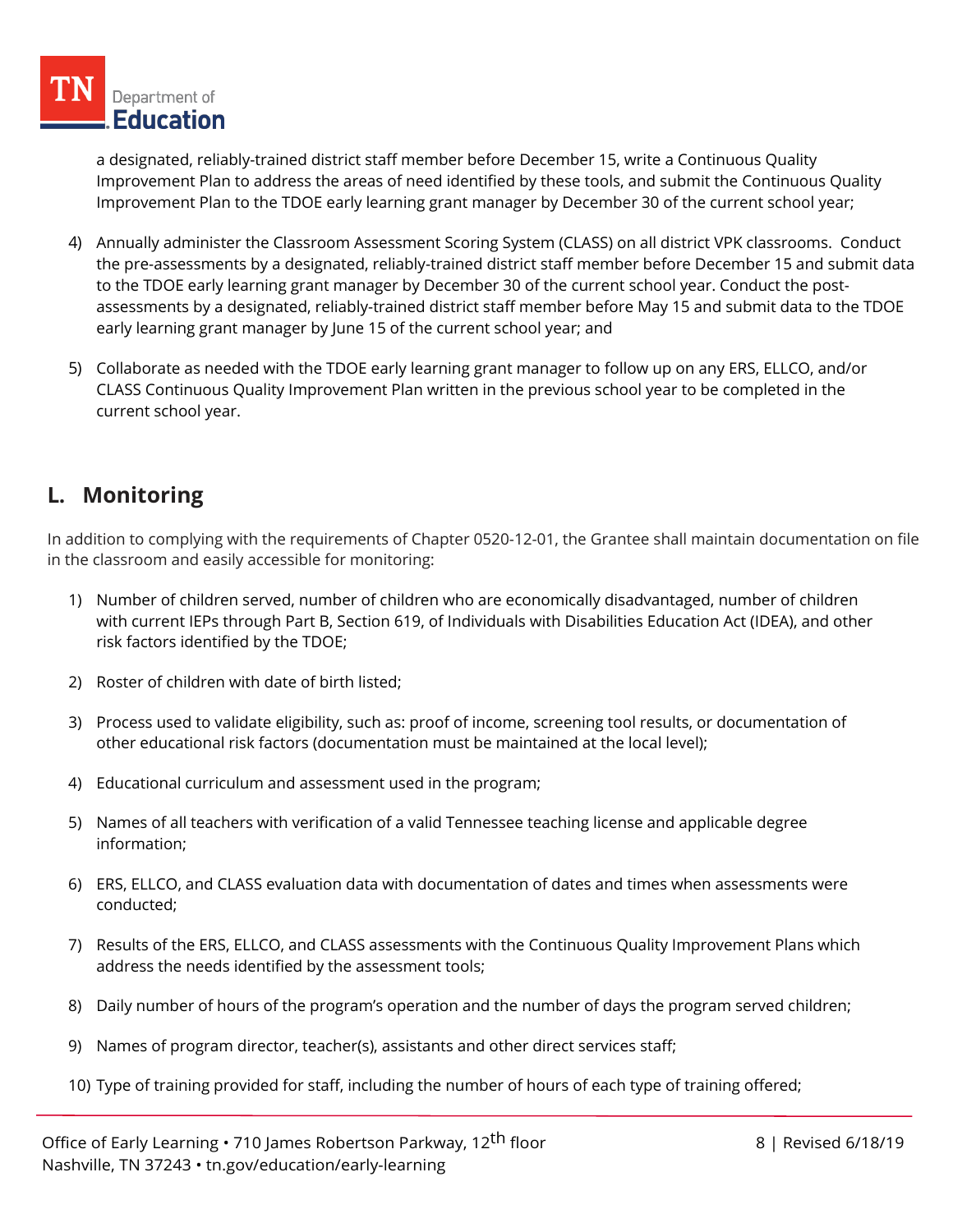a designated, reliably-trained district staff member before December 15, write a Continuous Quality Improvement Plan to address the areas of need identified by these tools, and submit the Continuous Quality Improvement Plan to the TDOE early learning grant manager by December 30 of the current school year;

4) Annually administer the Classroom Assessment Scoring System (CLASS) on all district VPK classrooms. Conduct the pre-assessments by a designated, reliably-trained district staff member before December 15 and submit data to the TDOE early learning grant manager by December 30 of the current school year. Conduct the post-assessments by a designated, reliably-trained district staff member before May 15 and submit data to the TDOE early learning grant manager by June 15 of the current school year; and

5) Collaborate as needed with the TDOE early learning grant manager to follow up on any ERS, ELLCO, and/or CLASS Continuous Quality Improvement Plan written in the previous school year to be completed in the current school year.

## L. Monitoring

In addition to complying with the requirements of Chapter 0520-12-01, the Grantee shall maintain documentation on file in the classroom and easily accessible for monitoring:

1) Number of children served, number of children who are economically disadvantaged, number of children with current IEPs through Part B, Section 619, of Individuals with Disabilities Education Act (IDEA), and other risk factors identified by the TDOE;

2) Roster of children with date of birth listed;

3) Process used to validate eligibility, such as: proof of income, screening tool results, or documentation of other educational risk factors (documentation must be maintained at the local level);

4) Educational curriculum and assessment used in the program;

5) Names of all teachers with verification of a valid Tennessee teaching license and applicable degree information;

6) ERS, ELLCO, and CLASS evaluation data with documentation of dates and times when assessments were conducted;

7) Results of the ERS, ELLCO, and CLASS assessments with the Continuous Quality Improvement Plans which address the needs identified by the assessment tools;

8) Daily number of hours of the program's operation and the number of days the program served children;

9) Names of program director, teacher(s), assistants and other direct services staff;

10) Type of training provided for staff, including the number of hours of each type of training offered;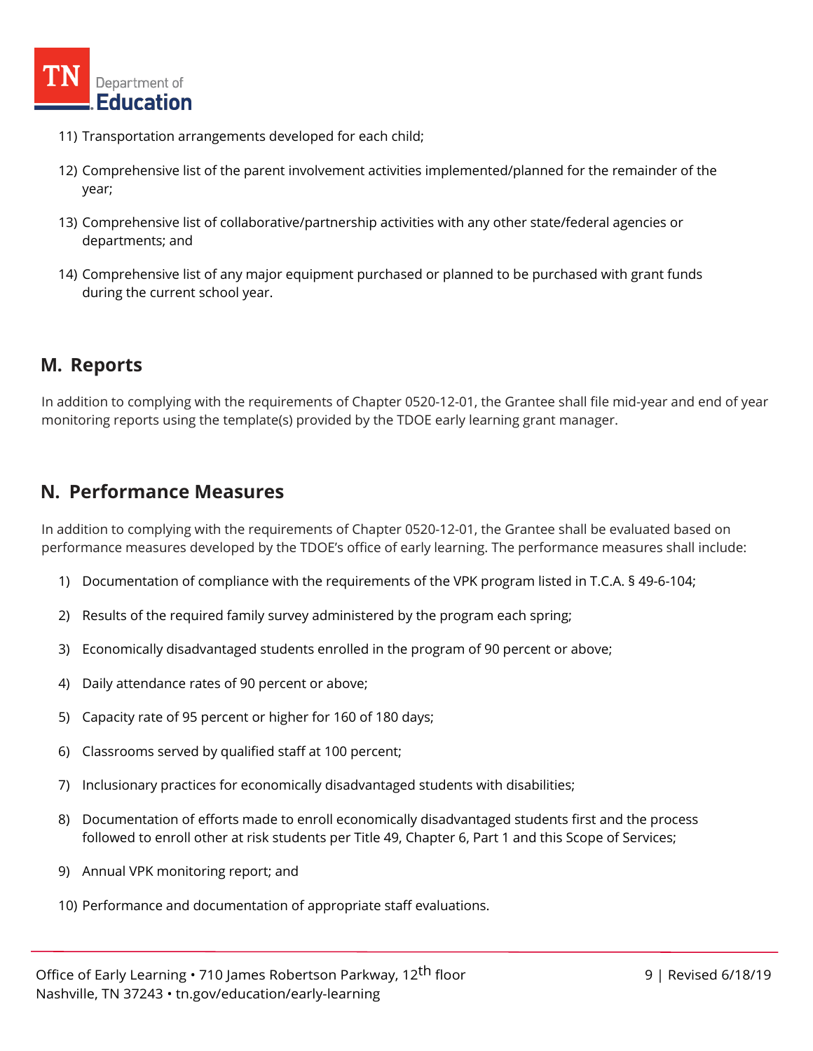11) Transportation arrangements developed for each child;
12) Comprehensive list of the parent involvement activities implemented/planned for the remainder of the year;
13) Comprehensive list of collaborative/partnership activities with any other state/federal agencies or departments; and
14) Comprehensive list of any major equipment purchased or planned to be purchased with grant funds during the current school year.

## M. Reports

In addition to complying with the requirements of Chapter 0520-12-01, the Grantee shall file mid-year and end of year monitoring reports using the template(s) provided by the TDOE early learning grant manager.

## N. Performance Measures

In addition to complying with the requirements of Chapter 0520-12-01, the Grantee shall be evaluated based on performance measures developed by the TDOE's office of early learning. The performance measures shall include:

1) Documentation of compliance with the requirements of the VPK program listed in T.C.A. § 49-6-104;
2) Results of the required family survey administered by the program each spring;
3) Economically disadvantaged students enrolled in the program of 90 percent or above;
4) Daily attendance rates of 90 percent or above;
5) Capacity rate of 95 percent or higher for 160 of 180 days;
6) Classrooms served by qualified staff at 100 percent;
7) Inclusionary practices for economically disadvantaged students with disabilities;
8) Documentation of efforts made to enroll economically disadvantaged students first and the process followed to enroll other at risk students per Title 49, Chapter 6, Part 1 and this Scope of Services;
9) Annual VPK monitoring report; and
10) Performance and documentation of appropriate staff evaluations.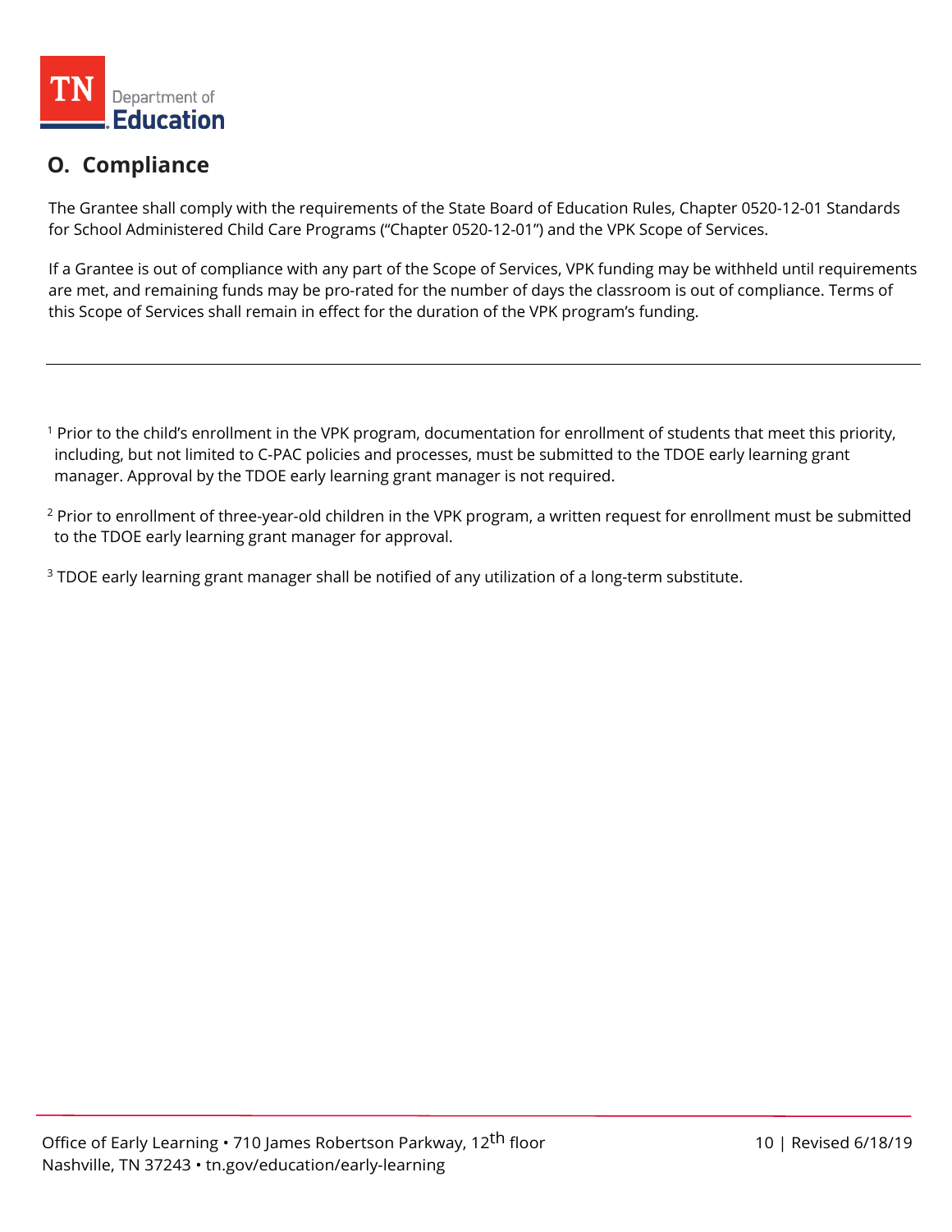## O. Compliance

The Grantee shall comply with the requirements of the State Board of Education Rules, Chapter 0520-12-01 Standards for School Administered Child Care Programs ("Chapter 0520-12-01") and the VPK Scope of Services.

If a Grantee is out of compliance with any part of the Scope of Services, VPK funding may be withheld until requirements are met, and remaining funds may be pro-rated for the number of days the classroom is out of compliance. Terms of this Scope of Services shall remain in effect for the duration of the VPK program's funding.

---

[1] Prior to the child's enrollment in the VPK program, documentation for enrollment of students that meet this priority, including, but not limited to C-PAC policies and processes, must be submitted to the TDOE early learning grant manager. Approval by the TDOE early learning grant manager is not required.

[2] Prior to enrollment of three-year-old children in the VPK program, a written request for enrollment must be submitted to the TDOE early learning grant manager for approval.

[3] TDOE early learning grant manager shall be notified of any utilization of a long-term substitute.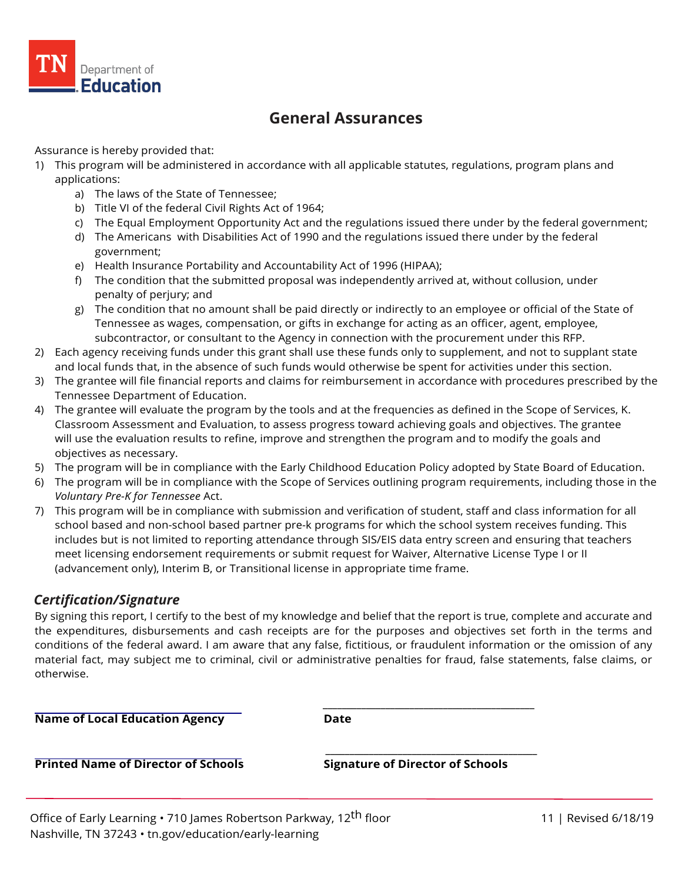TN Department of Education

# General Assurances

Assurance is hereby provided that:

1) This program will be administered in accordance with all applicable statutes, regulations, program plans and applications:
    a) The laws of the State of Tennessee;
    b) Title VI of the federal Civil Rights Act of 1964;
    c) The Equal Employment Opportunity Act and the regulations issued there under by the federal government;
    d) The Americans with Disabilities Act of 1990 and the regulations issued there under by the federal government;
    e) Health Insurance Portability and Accountability Act of 1996 (HIPAA);
    f) The condition that the submitted proposal was independently arrived at, without collusion, under penalty of perjury; and
    g) The condition that no amount shall be paid directly or indirectly to an employee or official of the State of Tennessee as wages, compensation, or gifts in exchange for acting as an officer, agent, employee, subcontractor, or consultant to the Agency in connection with the procurement under this RFP.
2) Each agency receiving funds under this grant shall use these funds only to supplement, and not to supplant state and local funds that, in the absence of such funds would otherwise be spent for activities under this section.
3) The grantee will file financial reports and claims for reimbursement in accordance with procedures prescribed by the Tennessee Department of Education.
4) The grantee will evaluate the program by the tools and at the frequencies as defined in the Scope of Services, K. Classroom Assessment and Evaluation, to assess progress toward achieving goals and objectives. The grantee will use the evaluation results to refine, improve and strengthen the program and to modify the goals and objectives as necessary.
5) The program will be in compliance with the Early Childhood Education Policy adopted by State Board of Education.
6) The program will be in compliance with the Scope of Services outlining program requirements, including those in the *Voluntary Pre-K for Tennessee* Act.
7) This program will be in compliance with submission and verification of student, staff and class information for all school based and non-school based partner pre-k programs for which the school system receives funding. This includes but is not limited to reporting attendance through SIS/EIS data entry screen and ensuring that teachers meet licensing endorsement requirements or submit request for Waiver, Alternative License Type I or II (advancement only), Interim B, or Transitional license in appropriate time frame.

### *Certification/Signature*

By signing this report, I certify to the best of my knowledge and belief that the report is true, complete and accurate and the expenditures, disbursements and cash receipts are for the purposes and objectives set forth in the terms and conditions of the federal award. I am aware that any false, fictitious, or fraudulent information or the omission of any material fact, may subject me to criminal, civil or administrative penalties for fraud, false statements, false claims, or otherwise.

| | |
|---|---|
| ______________________________ | ______________________________ |
| **Name of Local Education Agency** | **Date** |
| ______________________________ | ______________________________ |
| **Printed Name of Director of Schools** | **Signature of Director of Schools** |

Office of Early Learning • 710 James Robertson Parkway, 12th floor
Nashville, TN 37243 • tn.gov/education/early-learning

Revised 6/18/19